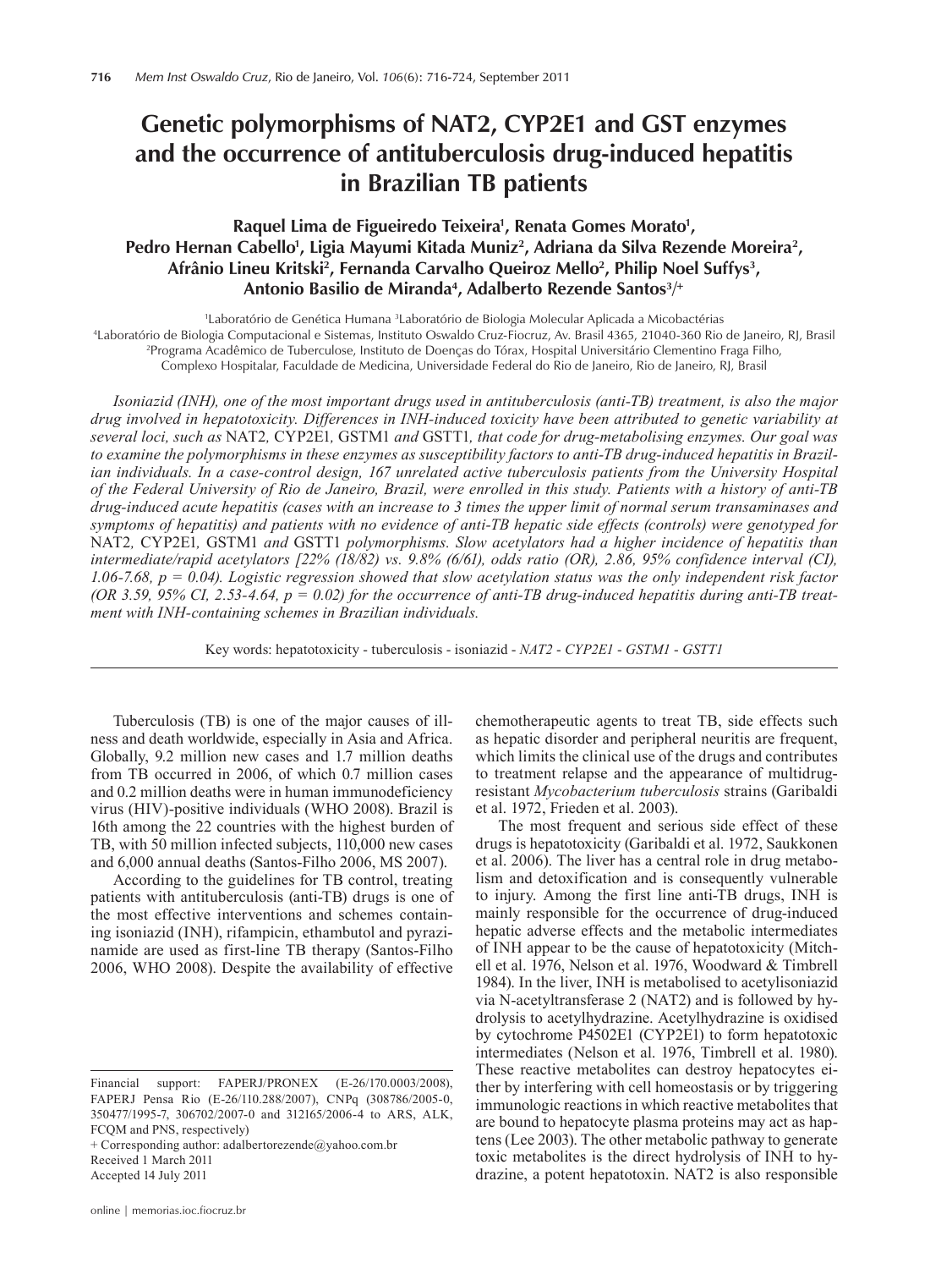# Genetic polymorphisms of NAT2, CYP2E1 and GST enzymes and the occurrence of antituberculosis drug-induced hepatitis in Brazilian TB patients

**Raquel Lima de Figueiredo Teixeira[1], Renata Gomes Morato[1], Pedro Hernan Cabello[1], Ligia Mayumi Kitada Muniz[2], Adriana da Silva Rezende Moreira[2], Afrânio Lineu Kritski[2], Fernanda Carvalho Queiroz Mello[2], Philip Noel Suffys[3], Antonio Basilio de Miranda[4], Adalberto Rezende Santos[3]/+**

[1]Laboratório de Genética Humana [3]Laboratório de Biologia Molecular Aplicada a Micobactérias
[4]Laboratório de Biologia Computacional e Sistemas, Instituto Oswaldo Cruz-Fiocruz, Av. Brasil 4365, 21040-360 Rio de Janeiro, RJ, Brasil
[2]Programa Acadêmico de Tuberculose, Instituto de Doenças do Tórax, Hospital Universitário Clementino Fraga Filho, Complexo Hospitalar, Faculdade de Medicina, Universidade Federal do Rio de Janeiro, Rio de Janeiro, RJ, Brasil

*Isoniazid (INH), one of the most important drugs used in antituberculosis (anti-TB) treatment, is also the major drug involved in hepatotoxicity. Differences in INH-induced toxicity have been attributed to genetic variability at several loci, such as* NAT2*,* CYP2E1*,* GSTM1 *and* GSTT1*, that code for drug-metabolising enzymes. Our goal was to examine the polymorphisms in these enzymes as susceptibility factors to anti-TB drug-induced hepatitis in Brazilian individuals. In a case-control design, 167 unrelated active tuberculosis patients from the University Hospital of the Federal University of Rio de Janeiro, Brazil, were enrolled in this study. Patients with a history of anti-TB drug-induced acute hepatitis (cases with an increase to 3 times the upper limit of normal serum transaminases and symptoms of hepatitis) and patients with no evidence of anti-TB hepatic side effects (controls) were genotyped for* NAT2*,* CYP2E1*,* GSTM1 *and* GSTT1 *polymorphisms. Slow acetylators had a higher incidence of hepatitis than intermediate/rapid acetylators [22% (18/82) vs. 9.8% (6/61), odds ratio (OR), 2.86, 95% confidence interval (CI), 1.06-7.68, p = 0.04). Logistic regression showed that slow acetylation status was the only independent risk factor (OR 3.59, 95% CI, 2.53-4.64, p = 0.02) for the occurrence of anti-TB drug-induced hepatitis during anti-TB treatment with INH-containing schemes in Brazilian individuals.*

Key words: hepatotoxicity - tuberculosis - isoniazid - *NAT2* - *CYP2E1* - *GSTM1* - *GSTT1*

Tuberculosis (TB) is one of the major causes of illness and death worldwide, especially in Asia and Africa. Globally, 9.2 million new cases and 1.7 million deaths from TB occurred in 2006, of which 0.7 million cases and 0.2 million deaths were in human immunodeficiency virus (HIV)-positive individuals (WHO 2008). Brazil is 16th among the 22 countries with the highest burden of TB, with 50 million infected subjects, 110,000 new cases and 6,000 annual deaths (Santos-Filho 2006, MS 2007).

According to the guidelines for TB control, treating patients with antituberculosis (anti-TB) drugs is one of the most effective interventions and schemes containing isoniazid (INH), rifampicin, ethambutol and pyrazinamide are used as first-line TB therapy (Santos-Filho 2006, WHO 2008). Despite the availability of effective chemotherapeutic agents to treat TB, side effects such as hepatic disorder and peripheral neuritis are frequent, which limits the clinical use of the drugs and contributes to treatment relapse and the appearance of multidrug-resistant *Mycobacterium tuberculosis* strains (Garibaldi et al. 1972, Frieden et al. 2003).

The most frequent and serious side effect of these drugs is hepatotoxicity (Garibaldi et al. 1972, Saukkonen et al. 2006). The liver has a central role in drug metabolism and detoxification and is consequently vulnerable to injury. Among the first line anti-TB drugs, INH is mainly responsible for the occurrence of drug-induced hepatic adverse effects and the metabolic intermediates of INH appear to be the cause of hepatotoxicity (Mitchell et al. 1976, Nelson et al. 1976, Woodward & Timbrell 1984). In the liver, INH is metabolised to acetylisoniazid via N-acetyltransferase 2 (NAT2) and is followed by hydrolysis to acetylhydrazine. Acetylhydrazine is oxidised by cytochrome P4502E1 (CYP2E1) to form hepatotoxic intermediates (Nelson et al. 1976, Timbrell et al. 1980). These reactive metabolites can destroy hepatocytes either by interfering with cell homeostasis or by triggering immunologic reactions in which reactive metabolites that are bound to hepatocyte plasma proteins may act as haptens (Lee 2003). The other metabolic pathway to generate toxic metabolites is the direct hydrolysis of INH to hydrazine, a potent hepatotoxin. NAT2 is also responsible

Financial support: FAPERJ/PRONEX (E-26/170.0003/2008), FAPERJ Pensa Rio (E-26/110.288/2007), CNPq (308786/2005-0, 350477/1995-7, 306702/2007-0 and 312165/2006-4 to ARS, ALK, FCQM and PNS, respectively)
+ Corresponding author: adalbertorezende@yahoo.com.br
Received 1 March 2011
Accepted 14 July 2011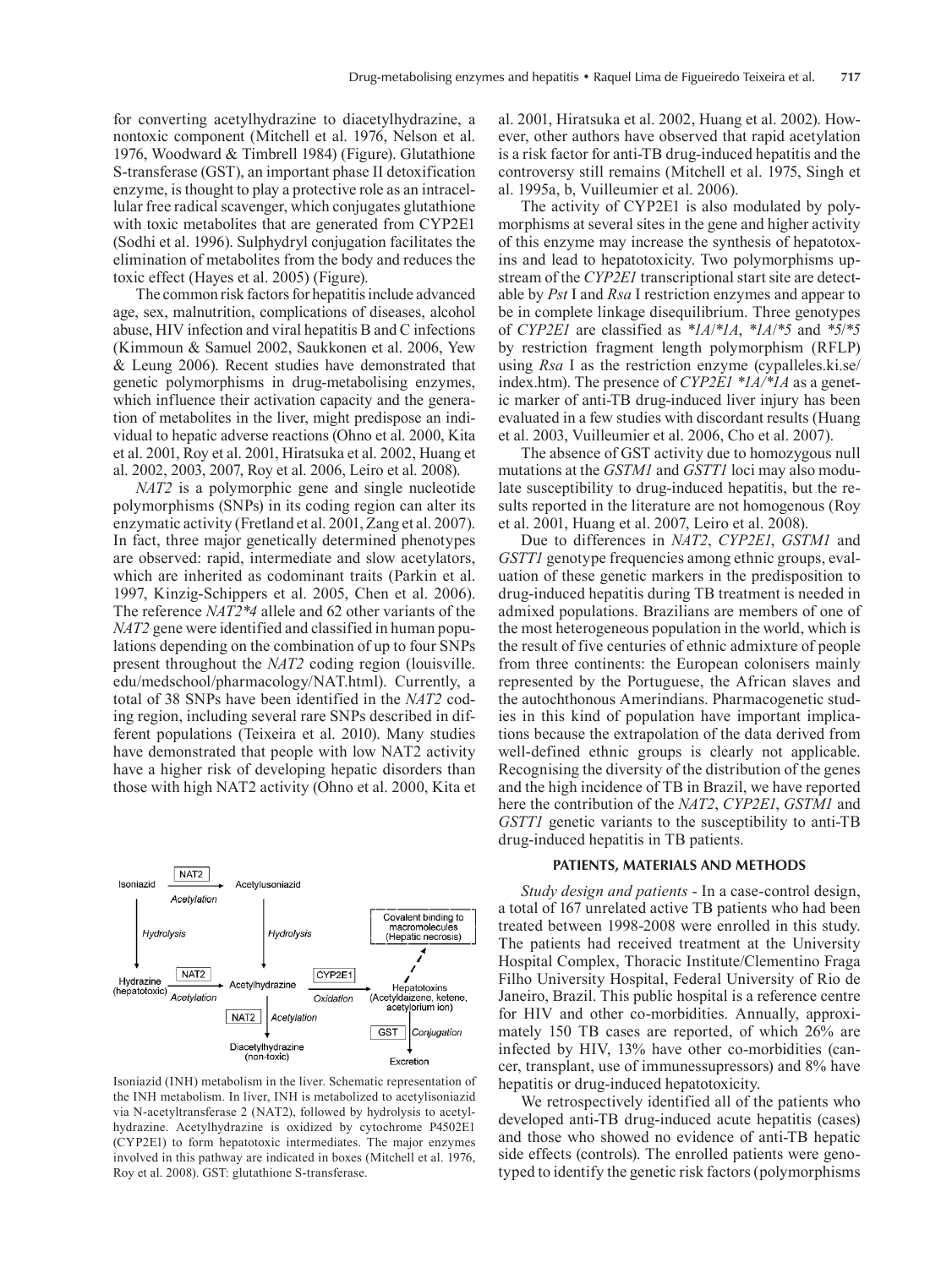for converting acetylhydrazine to diacetylhydrazine, a nontoxic component (Mitchell et al. 1976, Nelson et al. 1976, Woodward & Timbrell 1984) (Figure). Glutathione S-transferase (GST), an important phase II detoxification enzyme, is thought to play a protective role as an intracellular free radical scavenger, which conjugates glutathione with toxic metabolites that are generated from CYP2E1 (Sodhi et al. 1996). Sulphydryl conjugation facilitates the elimination of metabolites from the body and reduces the toxic effect (Hayes et al. 2005) (Figure).

The common risk factors for hepatitis include advanced age, sex, malnutrition, complications of diseases, alcohol abuse, HIV infection and viral hepatitis B and C infections (Kimmoun & Samuel 2002, Saukkonen et al. 2006, Yew & Leung 2006). Recent studies have demonstrated that genetic polymorphisms in drug-metabolising enzymes, which influence their activation capacity and the generation of metabolites in the liver, might predispose an individual to hepatic adverse reactions (Ohno et al. 2000, Kita et al. 2001, Roy et al. 2001, Hiratsuka et al. 2002, Huang et al. 2002, 2003, 2007, Roy et al. 2006, Leiro et al. 2008).

*NAT2* is a polymorphic gene and single nucleotide polymorphisms (SNPs) in its coding region can alter its enzymatic activity (Fretland et al. 2001, Zang et al. 2007). In fact, three major genetically determined phenotypes are observed: rapid, intermediate and slow acetylators, which are inherited as codominant traits (Parkin et al. 1997, Kinzig-Schippers et al. 2005, Chen et al. 2006). The reference *NAT2\*4* allele and 62 other variants of the *NAT2* gene were identified and classified in human populations depending on the combination of up to four SNPs present throughout the *NAT2* coding region (louisville.edu/medschool/pharmacology/NAT.html). Currently, a total of 38 SNPs have been identified in the *NAT2* coding region, including several rare SNPs described in different populations (Teixeira et al. 2010). Many studies have demonstrated that people with low NAT2 activity have a higher risk of developing hepatic disorders than those with high NAT2 activity (Ohno et al. 2000, Kita et al. 2001, Hiratsuka et al. 2002, Huang et al. 2002). However, other authors have observed that rapid acetylation is a risk factor for anti-TB drug-induced hepatitis and the controversy still remains (Mitchell et al. 1975, Singh et al. 1995a, b, Vuilleumier et al. 2006).

The activity of CYP2E1 is also modulated by polymorphisms at several sites in the gene and higher activity of this enzyme may increase the synthesis of hepatotoxins and lead to hepatotoxicity. Two polymorphisms upstream of the *CYP2E1* transcriptional start site are detectable by *Pst* I and *Rsa* I restriction enzymes and appear to be in complete linkage disequilibrium. Three genotypes of *CYP2E1* are classified as *\*1A/\*1A*, *\*1A/\*5* and *\*5/\*5* by restriction fragment length polymorphism (RFLP) using *Rsa* I as the restriction enzyme (cypalleles.ki.se/index.htm). The presence of *CYP2E1 \*1A/\*1A* as a genetic marker of anti-TB drug-induced liver injury has been evaluated in a few studies with discordant results (Huang et al. 2003, Vuilleumier et al. 2006, Cho et al. 2007).

The absence of GST activity due to homozygous null mutations at the *GSTM1* and *GSTT1* loci may also modulate susceptibility to drug-induced hepatitis, but the results reported in the literature are not homogenous (Roy et al. 2001, Huang et al. 2007, Leiro et al. 2008).

Due to differences in *NAT2*, *CYP2E1*, *GSTM1* and *GSTT1* genotype frequencies among ethnic groups, evaluation of these genetic markers in the predisposition to drug-induced hepatitis during TB treatment is needed in admixed populations. Brazilians are members of one of the most heterogeneous population in the world, which is the result of five centuries of ethnic admixture of people from three continents: the European colonisers mainly represented by the Portuguese, the African slaves and the autochthonous Amerindians. Pharmacogenetic studies in this kind of population have important implications because the extrapolation of the data derived from well-defined ethnic groups is clearly not applicable. Recognising the diversity of the distribution of the genes and the high incidence of TB in Brazil, we have reported here the contribution of the *NAT2*, *CYP2E1*, *GSTM1* and *GSTT1* genetic variants to the susceptibility to anti-TB drug-induced hepatitis in TB patients.

Isoniazid (INH) metabolism in the liver. Schematic representation of the INH metabolism. In liver, INH is metabolized to acetylisoniazid via N-acetyltransferase 2 (NAT2), followed by hydrolysis to acetylhydrazine. Acetylhydrazine is oxidized by cytochrome P4502E1 (CYP2E1) to form hepatotoxic intermediates. The major enzymes involved in this pathway are indicated in boxes (Mitchell et al. 1976, Roy et al. 2008). GST: glutathione S-transferase.

## PATIENTS, MATERIALS AND METHODS

*Study design and patients* - In a case-control design, a total of 167 unrelated active TB patients who had been treated between 1998-2008 were enrolled in this study. The patients had received treatment at the University Hospital Complex, Thoracic Institute/Clementino Fraga Filho University Hospital, Federal University of Rio de Janeiro, Brazil. This public hospital is a reference centre for HIV and other co-morbidities. Annually, approximately 150 TB cases are reported, of which 26% are infected by HIV, 13% have other co-morbidities (cancer, transplant, use of immunessupressors) and 8% have hepatitis or drug-induced hepatotoxicity.

We retrospectively identified all of the patients who developed anti-TB drug-induced acute hepatitis (cases) and those who showed no evidence of anti-TB hepatic side effects (controls). The enrolled patients were genotyped to identify the genetic risk factors (polymorphisms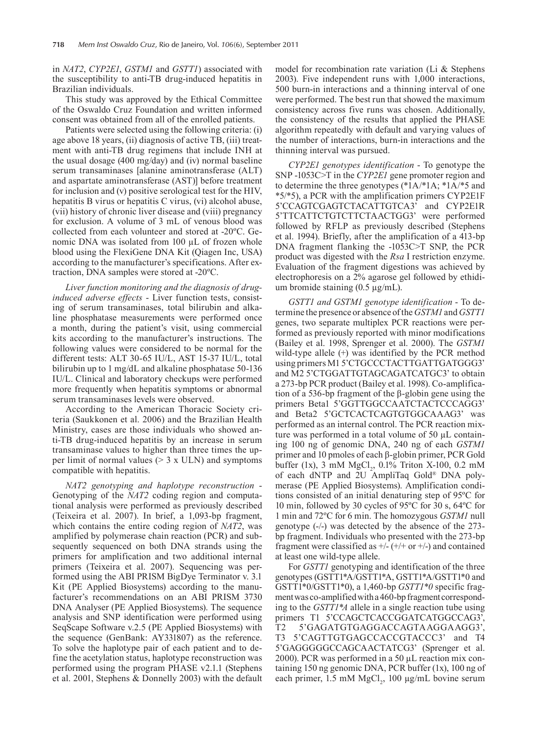in *NAT2*, *CYP2E1*, *GSTM1* and *GSTT1*) associated with the susceptibility to anti-TB drug-induced hepatitis in Brazilian individuals.

This study was approved by the Ethical Committee of the Oswaldo Cruz Foundation and written informed consent was obtained from all of the enrolled patients.

Patients were selected using the following criteria: (i) age above 18 years, (ii) diagnosis of active TB, (iii) treatment with anti-TB drug regimens that include INH at the usual dosage (400 mg/day) and (iv) normal baseline serum transaminases [alanine aminotransferase (ALT) and aspartate aminotransferase (AST)] before treatment for inclusion and (v) positive serological test for the HIV, hepatitis B virus or hepatitis C virus, (vi) alcohol abuse, (vii) history of chronic liver disease and (viii) pregnancy for exclusion. A volume of 3 mL of venous blood was collected from each volunteer and stored at -20ºC. Genomic DNA was isolated from 100 µL of frozen whole blood using the FlexiGene DNA Kit (Qiagen Inc, USA) according to the manufacturer's specifications. After extraction, DNA samples were stored at -20ºC.

*Liver function monitoring and the diagnosis of drug-induced adverse effects* - Liver function tests, consisting of serum transaminases, total bilirubin and alkaline phosphatase measurements were performed once a month, during the patient's visit, using commercial kits according to the manufacturer's instructions. The following values were considered to be normal for the different tests: ALT 30-65 IU/L, AST 15-37 IU/L, total bilirubin up to 1 mg/dL and alkaline phosphatase 50-136 IU/L. Clinical and laboratory checkups were performed more frequently when hepatitis symptoms or abnormal serum transaminases levels were observed.

According to the American Thoracic Society criteria (Saukkonen et al. 2006) and the Brazilian Health Ministry, cases are those individuals who showed anti-TB drug-induced hepatitis by an increase in serum transaminase values to higher than three times the upper limit of normal values (> 3 x ULN) and symptoms compatible with hepatitis.

*NAT2 genotyping and haplotype reconstruction* - Genotyping of the *NAT2* coding region and computational analysis were performed as previously described (Teixeira et al. 2007). In brief, a 1,093-bp fragment, which contains the entire coding region of *NAT2*, was amplified by polymerase chain reaction (PCR) and subsequently sequenced on both DNA strands using the primers for amplification and two additional internal primers (Teixeira et al. 2007). Sequencing was performed using the ABI PRISM BigDye Terminator v. 3.1 Kit (PE Applied Biosystems) according to the manufacturer's recommendations on an ABI PRISM 3730 DNA Analyser (PE Applied Biosystems). The sequence analysis and SNP identification were performed using SeqScape Software v.2.5 (PE Applied Biosystems) with the sequence (GenBank: AY331807) as the reference. To solve the haplotype pair of each patient and to define the acetylation status, haplotype reconstruction was performed using the program PHASE v2.1.1 (Stephens et al. 2001, Stephens & Donnelly 2003) with the default model for recombination rate variation (Li & Stephens 2003). Five independent runs with 1,000 interactions, 500 burn-in interactions and a thinning interval of one were performed. The best run that showed the maximum consistency across five runs was chosen. Additionally, the consistency of the results that applied the PHASE algorithm repeatedly with default and varying values of the number of interactions, burn-in interactions and the thinning interval was pursued.

*CYP2E1 genotypes identification* - To genotype the SNP -1053C>T in the *CYP2E1* gene promoter region and to determine the three genotypes (*1A/*1A; *1A/*5 and *5/*5), a PCR with the amplification primers CYP2E1F 5'CCAGTCGAGTCTACATTGTCA3' and CYP2E1R 5'TTCATTCTGTCTTCTAACTGG3' were performed followed by RFLP as previously described (Stephens et al. 1994). Briefly, after the amplification of a 413-bp DNA fragment flanking the -1053C>T SNP, the PCR product was digested with the *Rsa* I restriction enzyme. Evaluation of the fragment digestions was achieved by electrophoresis on a 2% agarose gel followed by ethidium bromide staining (0.5 µg/mL).

*GSTT1 and GSTM1 genotype identification* - To determine the presence or absence of the *GSTM1* and *GSTT1* genes, two separate multiplex PCR reactions were performed as previously reported with minor modifications (Bailey et al. 1998, Sprenger et al. 2000). The *GSTM1* wild-type allele (+) was identified by the PCR method using primers M1 5'CTGCCCTACTTGATTGATGGG3' and M2 5'CTGGATTGTAGCAGATCATGC3' to obtain a 273-bp PCR product (Bailey et al. 1998). Co-amplification of a 536-bp fragment of the β-globin gene using the primers Beta1 5'GGTTGGCCAATCTACTCCCAGG3' and Beta2 5'GCTCACTCAGTGTGGCAAAG3' was performed as an internal control. The PCR reaction mixture was performed in a total volume of 50 µL containing 100 ng of genomic DNA, 240 ng of each *GSTM1* primer and 10 pmoles of each β-globin primer, PCR Gold buffer (1x), 3 mM $MgCl_2$, 0.1% Triton X-100, 0.2 mM of each dNTP and 2U AmpliTaq Gold® DNA polymerase (PE Applied Biosystems). Amplification conditions consisted of an initial denaturing step of 95ºC for 10 min, followed by 30 cycles of 95ºC for 30 s, 64ºC for 1 min and 72ºC for 6 min. The homozygous *GSTM1* null genotype (-/-) was detected by the absence of the 273-bp fragment. Individuals who presented with the 273-bp fragment were classified as +/- (+/+ or +/-) and contained at least one wild-type allele.

For *GSTT1* genotyping and identification of the three genotypes (GSTT1*A/GSTT1*A, GSTT1*A/GSTT1*0 and GSTT1*0/GSTT1*0), a 1,460-bp *GSTT1*0* specific fragment was co-amplified with a 460-bp fragment corresponding to the *GSTT1*A* allele in a single reaction tube using primers T1 5'CCAGCTCACCGGATCATGGCCAG3', T2 5'GAGATGTGAGGACCAGTAAGGAAGG3', T3 5'CAGTTGTGAGCCACCGTACCC3' and T4 5'GAGGGGGCCAGCAACTATCG3' (Sprenger et al. 2000). PCR was performed in a 50 µL reaction mix containing 150 ng genomic DNA, PCR buffer (1x), 100 ng of each primer, 1.5 mM $MgCl_2$, 100 µg/mL bovine serum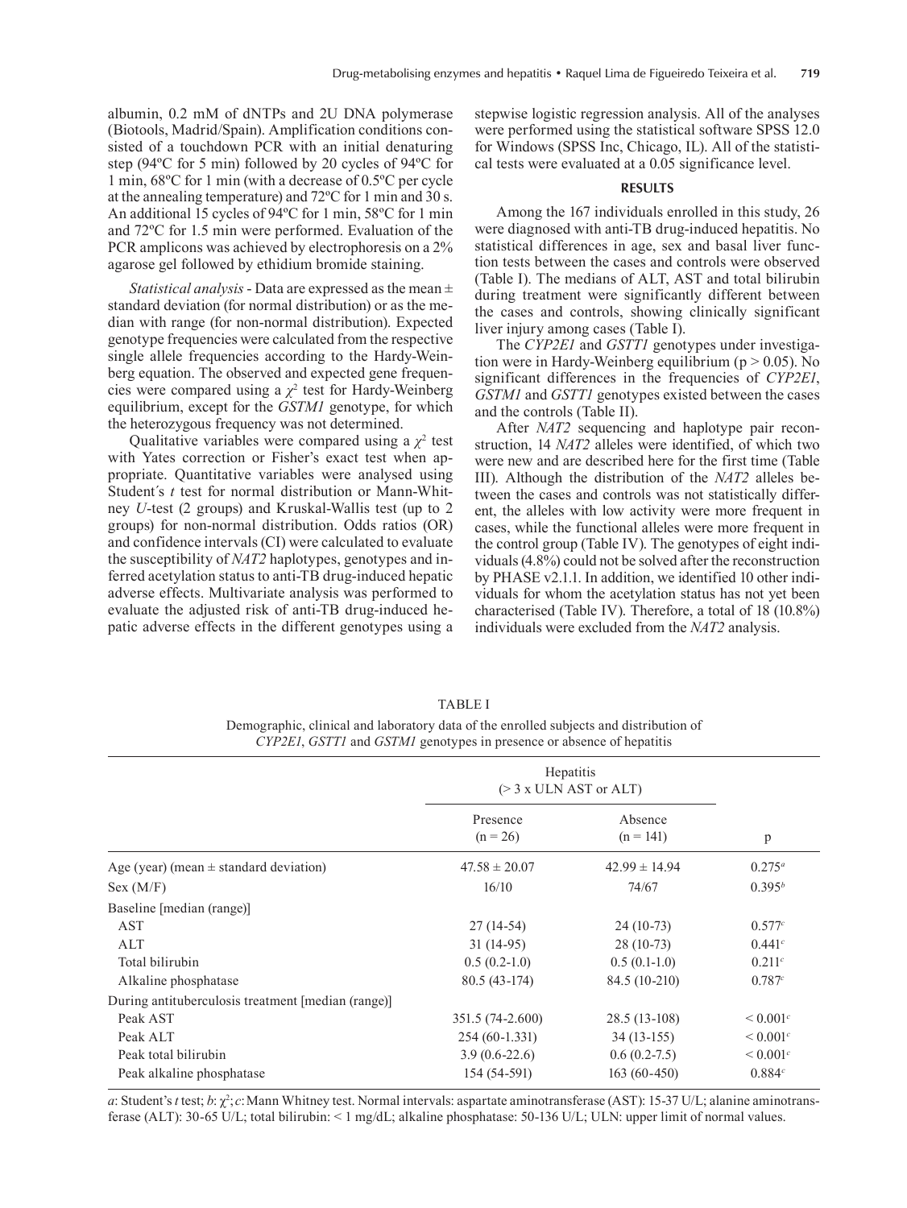albumin, 0.2 mM of dNTPs and 2U DNA polymerase (Biotools, Madrid/Spain). Amplification conditions consisted of a touchdown PCR with an initial denaturing step (94ºC for 5 min) followed by 20 cycles of 94ºC for 1 min, 68ºC for 1 min (with a decrease of 0.5ºC per cycle at the annealing temperature) and 72ºC for 1 min and 30 s. An additional 15 cycles of 94ºC for 1 min, 58ºC for 1 min and 72ºC for 1.5 min were performed. Evaluation of the PCR amplicons was achieved by electrophoresis on a 2% agarose gel followed by ethidium bromide staining.

*Statistical analysis* - Data are expressed as the mean ± standard deviation (for normal distribution) or as the median with range (for non-normal distribution). Expected genotype frequencies were calculated from the respective single allele frequencies according to the Hardy-Weinberg equation. The observed and expected gene frequencies were compared using a $\chi^2$ test for Hardy-Weinberg equilibrium, except for the *GSTM1* genotype, for which the heterozygous frequency was not determined.

Qualitative variables were compared using a $\chi^2$ test with Yates correction or Fisher's exact test when appropriate. Quantitative variables were analysed using Student's *t* test for normal distribution or Mann-Whitney *U*-test (2 groups) and Kruskal-Wallis test (up to 2 groups) for non-normal distribution. Odds ratios (OR) and confidence intervals (CI) were calculated to evaluate the susceptibility of *NAT2* haplotypes, genotypes and inferred acetylation status to anti-TB drug-induced hepatic adverse effects. Multivariate analysis was performed to evaluate the adjusted risk of anti-TB drug-induced hepatic adverse effects in the different genotypes using a stepwise logistic regression analysis. All of the analyses were performed using the statistical software SPSS 12.0 for Windows (SPSS Inc, Chicago, IL). All of the statistical tests were evaluated at a 0.05 significance level.

## RESULTS

Among the 167 individuals enrolled in this study, 26 were diagnosed with anti-TB drug-induced hepatitis. No statistical differences in age, sex and basal liver function tests between the cases and controls were observed (Table I). The medians of ALT, AST and total bilirubin during treatment were significantly different between the cases and controls, showing clinically significant liver injury among cases (Table I).

The *CYP2E1* and *GSTT1* genotypes under investigation were in Hardy-Weinberg equilibrium ($p > 0.05$). No significant differences in the frequencies of *CYP2E1*, *GSTM1* and *GSTT1* genotypes existed between the cases and the controls (Table II).

After *NAT2* sequencing and haplotype pair reconstruction, 14 *NAT2* alleles were identified, of which two were new and are described here for the first time (Table III). Although the distribution of the *NAT2* alleles between the cases and controls was not statistically different, the alleles with low activity were more frequent in cases, while the functional alleles were more frequent in the control group (Table IV). The genotypes of eight individuals (4.8%) could not be solved after the reconstruction by PHASE v2.1.1. In addition, we identified 10 other individuals for whom the acetylation status has not yet been characterised (Table IV). Therefore, a total of 18 (10.8%) individuals were excluded from the *NAT2* analysis.

TABLE I

Demographic, clinical and laboratory data of the enrolled subjects and distribution of *CYP2E1*, *GSTT1* and *GSTM1* genotypes in presence or absence of hepatitis

| | Hepatitis (> 3 x ULN AST or ALT) | | |
|---|---|---|---|
| | Presence (n = 26) | Absence (n = 141) | p |
| Age (year) (mean ± standard deviation) | 47.58 ± 20.07 | 42.99 ± 14.94 | 0.275[a] |
| Sex (M/F) | 16/10 | 74/67 | 0.395[b] |
| Baseline [median (range)] | | | |
| AST | 27 (14-54) | 24 (10-73) | 0.577[c] |
| ALT | 31 (14-95) | 28 (10-73) | 0.441[c] |
| Total bilirubin | 0.5 (0.2-1.0) | 0.5 (0.1-1.0) | 0.211[c] |
| Alkaline phosphatase | 80.5 (43-174) | 84.5 (10-210) | 0.787[c] |
| During antituberculosis treatment [median (range)] | | | |
| Peak AST | 351.5 (74-2.600) | 28.5 (13-108) | < 0.001[c] |
| Peak ALT | 254 (60-1.331) | 34 (13-155) | < 0.001[c] |
| Peak total bilirubin | 3.9 (0.6-22.6) | 0.6 (0.2-7.5) | < 0.001[c] |
| Peak alkaline phosphatase | 154 (54-591) | 163 (60-450) | 0.884[c] |

*a*: Student's *t* test; *b*: $\chi^2$; *c*: Mann Whitney test. Normal intervals: aspartate aminotransferase (AST): 15-37 U/L; alanine aminotransferase (ALT): 30-65 U/L; total bilirubin: < 1 mg/dL; alkaline phosphatase: 50-136 U/L; ULN: upper limit of normal values.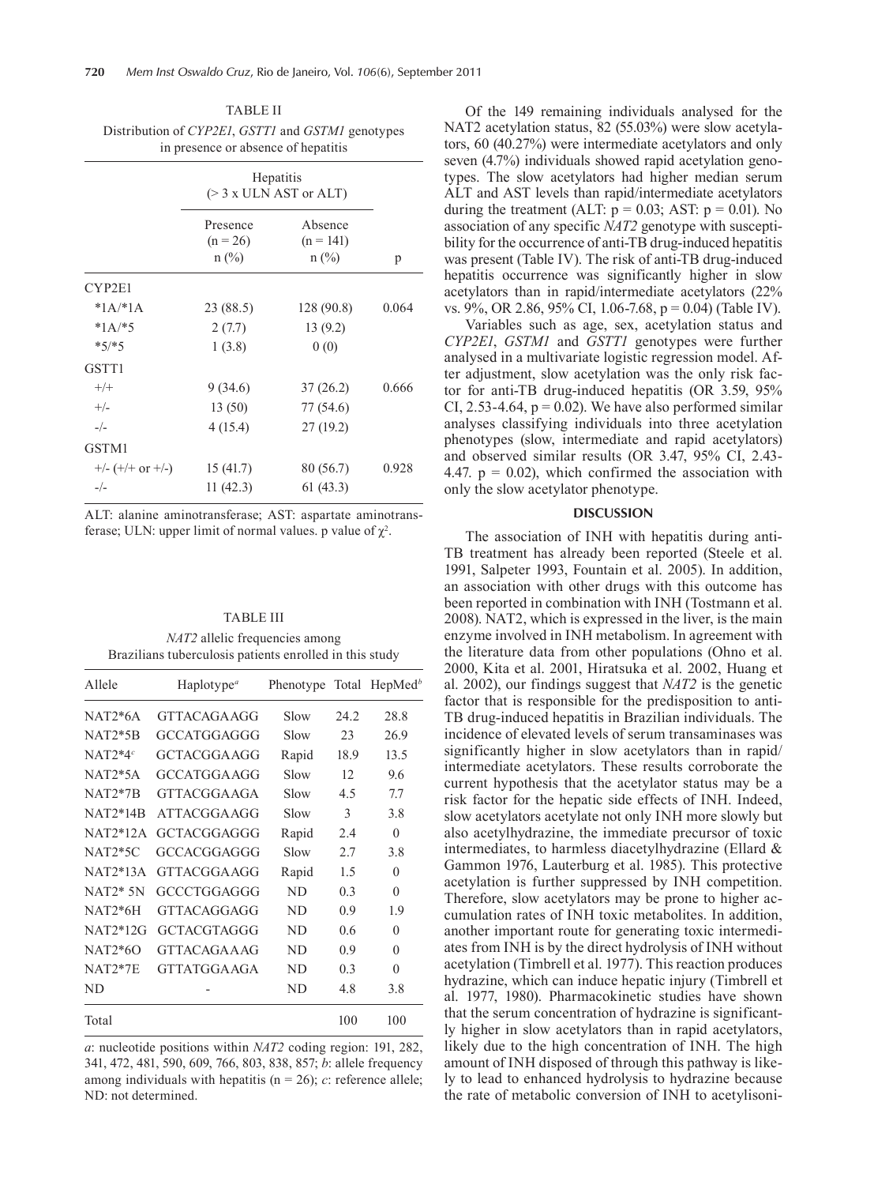TABLE II

Distribution of *CYP2E1*, *GSTT1* and *GSTM1* genotypes in presence or absence of hepatitis

| | Hepatitis (> 3 x ULN AST or ALT) | | |
|---|---|---|---|
| | Presence (n = 26) n (%) | Absence (n = 141) n (%) | p |
| CYP2E1 | | | |
| *1A/*1A | 23 (88.5) | 128 (90.8) | 0.064 |
| *1A/*5 | 2 (7.7) | 13 (9.2) | |
| *5/*5 | 1 (3.8) | 0 (0) | |
| GSTT1 | | | |
| +/+ | 9 (34.6) | 37 (26.2) | 0.666 |
| +/- | 13 (50) | 77 (54.6) | |
| -/- | 4 (15.4) | 27 (19.2) | |
| GSTM1 | | | |
| +/- (+/+ or +/-) | 15 (41.7) | 80 (56.7) | 0.928 |
| -/- | 11 (42.3) | 61 (43.3) | |

ALT: alanine aminotransferase; AST: aspartate aminotransferase; ULN: upper limit of normal values. p value of $\chi^2$.

TABLE III

*NAT2* allelic frequencies among Brazilians tuberculosis patients enrolled in this study

| Allele | Haplotype[a] | Phenotype | Total | HepMed[b] |
|---|---|---|---|---|
| NAT2*6A | GTTACAGAAGG | Slow | 24.2 | 28.8 |
| NAT2*5B | GCCATGGAGGG | Slow | 23 | 26.9 |
| NAT2*4[c] | GCTACGGAAGG | Rapid | 18.9 | 13.5 |
| NAT2*5A | GCCATGGAAGG | Slow | 12 | 9.6 |
| NAT2*7B | GTTACGGAAGA | Slow | 4.5 | 7.7 |
| NAT2*14B | ATTACGGAAGG | Slow | 3 | 3.8 |
| NAT2*12A | GCTACGGAGGG | Rapid | 2.4 | 0 |
| NAT2*5C | GCCACGGAGGG | Slow | 2.7 | 3.8 |
| NAT2*13A | GTTACGGAAGG | Rapid | 1.5 | 0 |
| NAT2* 5N | GCCCTGGAGGG | ND | 0.3 | 0 |
| NAT2*6H | GTTACAGGAGG | ND | 0.9 | 1.9 |
| NAT2*12G | GCTACGTAGGG | ND | 0.6 | 0 |
| NAT2*6O | GTTACAGAAAG | ND | 0.9 | 0 |
| NAT2*7E | GTTATGGAAGA | ND | 0.3 | 0 |
| ND | - | ND | 4.8 | 3.8 |
| Total | | | 100 | 100 |

*a*: nucleotide positions within *NAT2* coding region: 191, 282, 341, 472, 481, 590, 609, 766, 803, 838, 857; *b*: allele frequency among individuals with hepatitis (n = 26); *c*: reference allele; ND: not determined.

Of the 149 remaining individuals analysed for the NAT2 acetylation status, 82 (55.03%) were slow acetylators, 60 (40.27%) were intermediate acetylators and only seven (4.7%) individuals showed rapid acetylation genotypes. The slow acetylators had higher median serum ALT and AST levels than rapid/intermediate acetylators during the treatment (ALT: p = 0.03; AST: p = 0.01). No association of any specific *NAT2* genotype with susceptibility for the occurrence of anti-TB drug-induced hepatitis was present (Table IV). The risk of anti-TB drug-induced hepatitis occurrence was significantly higher in slow acetylators than in rapid/intermediate acetylators (22% vs. 9%, OR 2.86, 95% CI, 1.06-7.68, p = 0.04) (Table IV).

Variables such as age, sex, acetylation status and *CYP2E1*, *GSTM1* and *GSTT1* genotypes were further analysed in a multivariate logistic regression model. After adjustment, slow acetylation was the only risk factor for anti-TB drug-induced hepatitis (OR 3.59, 95% CI, 2.53-4.64, p = 0.02). We have also performed similar analyses classifying individuals into three acetylation phenotypes (slow, intermediate and rapid acetylators) and observed similar results (OR 3.47, 95% CI, 2.43-4.47. p = 0.02), which confirmed the association with only the slow acetylator phenotype.

## DISCUSSION

The association of INH with hepatitis during anti-TB treatment has already been reported (Steele et al. 1991, Salpeter 1993, Fountain et al. 2005). In addition, an association with other drugs with this outcome has been reported in combination with INH (Tostmann et al. 2008). NAT2, which is expressed in the liver, is the main enzyme involved in INH metabolism. In agreement with the literature data from other populations (Ohno et al. 2000, Kita et al. 2001, Hiratsuka et al. 2002, Huang et al. 2002), our findings suggest that *NAT2* is the genetic factor that is responsible for the predisposition to anti-TB drug-induced hepatitis in Brazilian individuals. The incidence of elevated levels of serum transaminases was significantly higher in slow acetylators than in rapid/intermediate acetylators. These results corroborate the current hypothesis that the acetylator status may be a risk factor for the hepatic side effects of INH. Indeed, slow acetylators acetylate not only INH more slowly but also acetylhydrazine, the immediate precursor of toxic intermediates, to harmless diacetylhydrazine (Ellard & Gammon 1976, Lauterburg et al. 1985). This protective acetylation is further suppressed by INH competition. Therefore, slow acetylators may be prone to higher accumulation rates of INH toxic metabolites. In addition, another important route for generating toxic intermediates from INH is by the direct hydrolysis of INH without acetylation (Timbrell et al. 1977). This reaction produces hydrazine, which can induce hepatic injury (Timbrell et al. 1977, 1980). Pharmacokinetic studies have shown that the serum concentration of hydrazine is significantly higher in slow acetylators than in rapid acetylators, likely due to the high concentration of INH. The high amount of INH disposed of through this pathway is likely to lead to enhanced hydrolysis to hydrazine because the rate of metabolic conversion of INH to acetylisoni-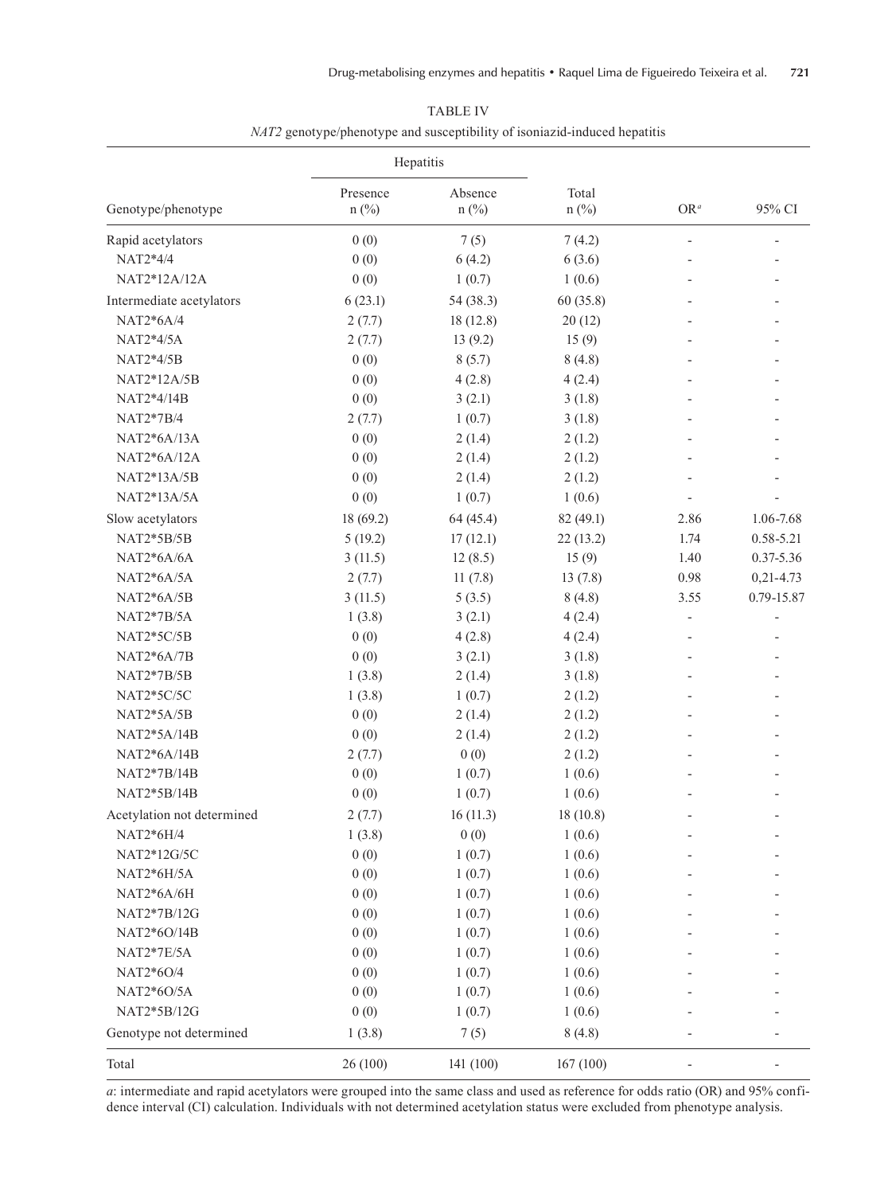TABLE IV

*NAT2* genotype/phenotype and susceptibility of isoniazid-induced hepatitis

| Genotype/phenotype | Hepatitis | | Total n (%) | OR[a] | 95% CI |
|---|---|---|---|---|---|
| | Presence n (%) | Absence n (%) | | | |
| Rapid acetylators | 0 (0) | 7 (5) | 7 (4.2) | - | - |
| NAT2*4/4 | 0 (0) | 6 (4.2) | 6 (3.6) | - | - |
| NAT2*12A/12A | 0 (0) | 1 (0.7) | 1 (0.6) | - | - |
| Intermediate acetylators | 6 (23.1) | 54 (38.3) | 60 (35.8) | - | - |
| NAT2*6A/4 | 2 (7.7) | 18 (12.8) | 20 (12) | - | - |
| NAT2*4/5A | 2 (7.7) | 13 (9.2) | 15 (9) | - | - |
| NAT2*4/5B | 0 (0) | 8 (5.7) | 8 (4.8) | - | - |
| NAT2*12A/5B | 0 (0) | 4 (2.8) | 4 (2.4) | - | - |
| NAT2*4/14B | 0 (0) | 3 (2.1) | 3 (1.8) | - | - |
| NAT2*7B/4 | 2 (7.7) | 1 (0.7) | 3 (1.8) | - | - |
| NAT2*6A/13A | 0 (0) | 2 (1.4) | 2 (1.2) | - | - |
| NAT2*6A/12A | 0 (0) | 2 (1.4) | 2 (1.2) | - | - |
| NAT2*13A/5B | 0 (0) | 2 (1.4) | 2 (1.2) | - | - |
| NAT2*13A/5A | 0 (0) | 1 (0.7) | 1 (0.6) | - | - |
| Slow acetylators | 18 (69.2) | 64 (45.4) | 82 (49.1) | 2.86 | 1.06-7.68 |
| NAT2*5B/5B | 5 (19.2) | 17 (12.1) | 22 (13.2) | 1.74 | 0.58-5.21 |
| NAT2*6A/6A | 3 (11.5) | 12 (8.5) | 15 (9) | 1.40 | 0.37-5.36 |
| NAT2*6A/5A | 2 (7.7) | 11 (7.8) | 13 (7.8) | 0.98 | 0,21-4.73 |
| NAT2*6A/5B | 3 (11.5) | 5 (3.5) | 8 (4.8) | 3.55 | 0.79-15.87 |
| NAT2*7B/5A | 1 (3.8) | 3 (2.1) | 4 (2.4) | - | - |
| NAT2*5C/5B | 0 (0) | 4 (2.8) | 4 (2.4) | - | - |
| NAT2*6A/7B | 0 (0) | 3 (2.1) | 3 (1.8) | - | - |
| NAT2*7B/5B | 1 (3.8) | 2 (1.4) | 3 (1.8) | - | - |
| NAT2*5C/5C | 1 (3.8) | 1 (0.7) | 2 (1.2) | - | - |
| NAT2*5A/5B | 0 (0) | 2 (1.4) | 2 (1.2) | - | - |
| NAT2*5A/14B | 0 (0) | 2 (1.4) | 2 (1.2) | - | - |
| NAT2*6A/14B | 2 (7.7) | 0 (0) | 2 (1.2) | - | - |
| NAT2*7B/14B | 0 (0) | 1 (0.7) | 1 (0.6) | - | - |
| NAT2*5B/14B | 0 (0) | 1 (0.7) | 1 (0.6) | - | - |
| Acetylation not determined | 2 (7.7) | 16 (11.3) | 18 (10.8) | - | - |
| NAT2*6H/4 | 1 (3.8) | 0 (0) | 1 (0.6) | - | - |
| NAT2*12G/5C | 0 (0) | 1 (0.7) | 1 (0.6) | - | - |
| NAT2*6H/5A | 0 (0) | 1 (0.7) | 1 (0.6) | - | - |
| NAT2*6A/6H | 0 (0) | 1 (0.7) | 1 (0.6) | - | - |
| NAT2*7B/12G | 0 (0) | 1 (0.7) | 1 (0.6) | - | - |
| NAT2*6O/14B | 0 (0) | 1 (0.7) | 1 (0.6) | - | - |
| NAT2*7E/5A | 0 (0) | 1 (0.7) | 1 (0.6) | - | - |
| NAT2*6O/4 | 0 (0) | 1 (0.7) | 1 (0.6) | - | - |
| NAT2*6O/5A | 0 (0) | 1 (0.7) | 1 (0.6) | - | - |
| NAT2*5B/12G | 0 (0) | 1 (0.7) | 1 (0.6) | - | - |
| Genotype not determined | 1 (3.8) | 7 (5) | 8 (4.8) | - | - |
| Total | 26 (100) | 141 (100) | 167 (100) | - | - |

*a*: intermediate and rapid acetylators were grouped into the same class and used as reference for odds ratio (OR) and 95% confidence interval (CI) calculation. Individuals with not determined acetylation status were excluded from phenotype analysis.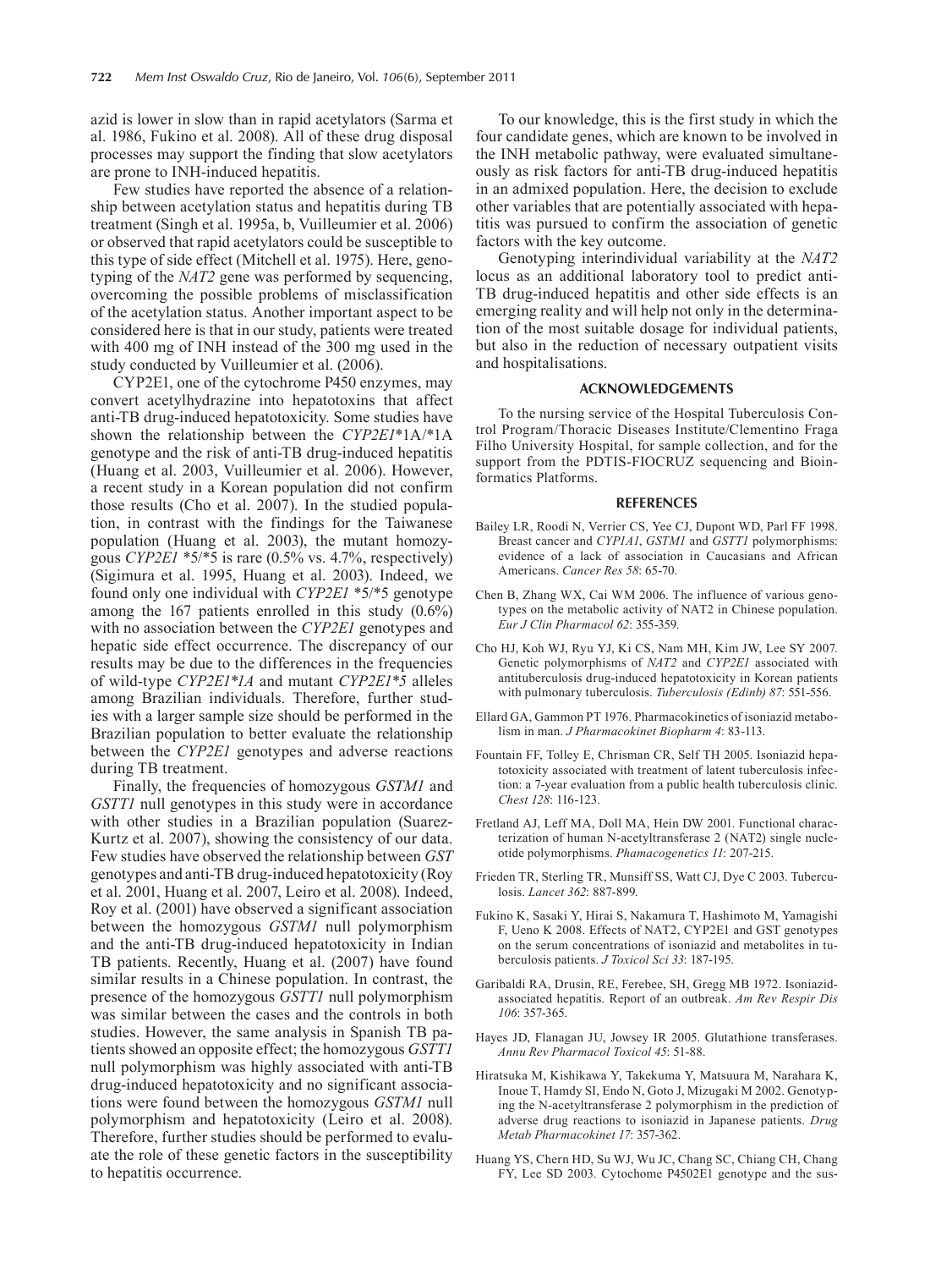azid is lower in slow than in rapid acetylators (Sarma et al. 1986, Fukino et al. 2008). All of these drug disposal processes may support the finding that slow acetylators are prone to INH-induced hepatitis.

Few studies have reported the absence of a relationship between acetylation status and hepatitis during TB treatment (Singh et al. 1995a, b, Vuilleumier et al. 2006) or observed that rapid acetylators could be susceptible to this type of side effect (Mitchell et al. 1975). Here, genotyping of the *NAT2* gene was performed by sequencing, overcoming the possible problems of misclassification of the acetylation status. Another important aspect to be considered here is that in our study, patients were treated with 400 mg of INH instead of the 300 mg used in the study conducted by Vuilleumier et al. (2006).

CYP2E1, one of the cytochrome P450 enzymes, may convert acetylhydrazine into hepatotoxins that affect anti-TB drug-induced hepatotoxicity. Some studies have shown the relationship between the *CYP2E1*\*1A/\*1A genotype and the risk of anti-TB drug-induced hepatitis (Huang et al. 2003, Vuilleumier et al. 2006). However, a recent study in a Korean population did not confirm those results (Cho et al. 2007). In the studied population, in contrast with the findings for the Taiwanese population (Huang et al. 2003), the mutant homozygous *CYP2E1* \*5/\*5 is rare (0.5% vs. 4.7%, respectively) (Sigimura et al. 1995, Huang et al. 2003). Indeed, we found only one individual with *CYP2E1* \*5/\*5 genotype among the 167 patients enrolled in this study (0.6%) with no association between the *CYP2E1* genotypes and hepatic side effect occurrence. The discrepancy of our results may be due to the differences in the frequencies of wild-type *CYP2E1\*1A* and mutant *CYP2E1\*5* alleles among Brazilian individuals. Therefore, further studies with a larger sample size should be performed in the Brazilian population to better evaluate the relationship between the *CYP2E1* genotypes and adverse reactions during TB treatment.

Finally, the frequencies of homozygous *GSTM1* and *GSTT1* null genotypes in this study were in accordance with other studies in a Brazilian population (Suarez-Kurtz et al. 2007), showing the consistency of our data. Few studies have observed the relationship between *GST* genotypes and anti-TB drug-induced hepatotoxicity (Roy et al. 2001, Huang et al. 2007, Leiro et al. 2008). Indeed, Roy et al. (2001) have observed a significant association between the homozygous *GSTM1* null polymorphism and the anti-TB drug-induced hepatotoxicity in Indian TB patients. Recently, Huang et al. (2007) have found similar results in a Chinese population. In contrast, the presence of the homozygous *GSTT1* null polymorphism was similar between the cases and the controls in both studies. However, the same analysis in Spanish TB patients showed an opposite effect; the homozygous *GSTT1* null polymorphism was highly associated with anti-TB drug-induced hepatotoxicity and no significant associations were found between the homozygous *GSTM1* null polymorphism and hepatotoxicity (Leiro et al. 2008). Therefore, further studies should be performed to evaluate the role of these genetic factors in the susceptibility to hepatitis occurrence.

To our knowledge, this is the first study in which the four candidate genes, which are known to be involved in the INH metabolic pathway, were evaluated simultaneously as risk factors for anti-TB drug-induced hepatitis in an admixed population. Here, the decision to exclude other variables that are potentially associated with hepatitis was pursued to confirm the association of genetic factors with the key outcome.

Genotyping interindividual variability at the *NAT2* locus as an additional laboratory tool to predict anti-TB drug-induced hepatitis and other side effects is an emerging reality and will help not only in the determination of the most suitable dosage for individual patients, but also in the reduction of necessary outpatient visits and hospitalisations.

## ACKNOWLEDGEMENTS

To the nursing service of the Hospital Tuberculosis Control Program/Thoracic Diseases Institute/Clementino Fraga Filho University Hospital, for sample collection, and for the support from the PDTIS-FIOCRUZ sequencing and Bioinformatics Platforms.

## REFERENCES

Bailey LR, Roodi N, Verrier CS, Yee CJ, Dupont WD, Parl FF 1998. Breast cancer and *CYP1A1*, *GSTM1* and *GSTT1* polymorphisms: evidence of a lack of association in Caucasians and African Americans. *Cancer Res 58*: 65-70.

Chen B, Zhang WX, Cai WM 2006. The influence of various genotypes on the metabolic activity of NAT2 in Chinese population. *Eur J Clin Pharmacol 62*: 355-359.

Cho HJ, Koh WJ, Ryu YJ, Ki CS, Nam MH, Kim JW, Lee SY 2007. Genetic polymorphisms of *NAT2* and *CYP2E1* associated with antituberculosis drug-induced hepatotoxicity in Korean patients with pulmonary tuberculosis. *Tuberculosis (Edinb) 87*: 551-556.

Ellard GA, Gammon PT 1976. Pharmacokinetics of isoniazid metabolism in man. *J Pharmacokinet Biopharm 4*: 83-113.

Fountain FF, Tolley E, Chrisman CR, Self TH 2005. Isoniazid hepatotoxicity associated with treatment of latent tuberculosis infection: a 7-year evaluation from a public health tuberculosis clinic. *Chest 128*: 116-123.

Fretland AJ, Leff MA, Doll MA, Hein DW 2001. Functional characterization of human N-acetyltransferase 2 (NAT2) single nucleotide polymorphisms. *Phamacogenetics 11*: 207-215.

Frieden TR, Sterling TR, Munsiff SS, Watt CJ, Dye C 2003. Tuberculosis. *Lancet 362*: 887-899.

Fukino K, Sasaki Y, Hirai S, Nakamura T, Hashimoto M, Yamagishi F, Ueno K 2008. Effects of NAT2, CYP2E1 and GST genotypes on the serum concentrations of isoniazid and metabolites in tuberculosis patients. *J Toxicol Sci 33*: 187-195.

Garibaldi RA, Drusin, RE, Ferebee, SH, Gregg MB 1972. Isoniazid-associated hepatitis. Report of an outbreak. *Am Rev Respir Dis 106*: 357-365.

Hayes JD, Flanagan JU, Jowsey IR 2005. Glutathione transferases. *Annu Rev Pharmacol Toxicol 45*: 51-88.

Hiratsuka M, Kishikawa Y, Takekuma Y, Matsuura M, Narahara K, Inoue T, Hamdy SI, Endo N, Goto J, Mizugaki M 2002. Genotyping the N-acetyltransferase 2 polymorphism in the prediction of adverse drug reactions to isoniazid in Japanese patients. *Drug Metab Pharmacokinet 17*: 357-362.

Huang YS, Chern HD, Su WJ, Wu JC, Chang SC, Chiang CH, Chang FY, Lee SD 2003. Cytochome P4502E1 genotype and the sus-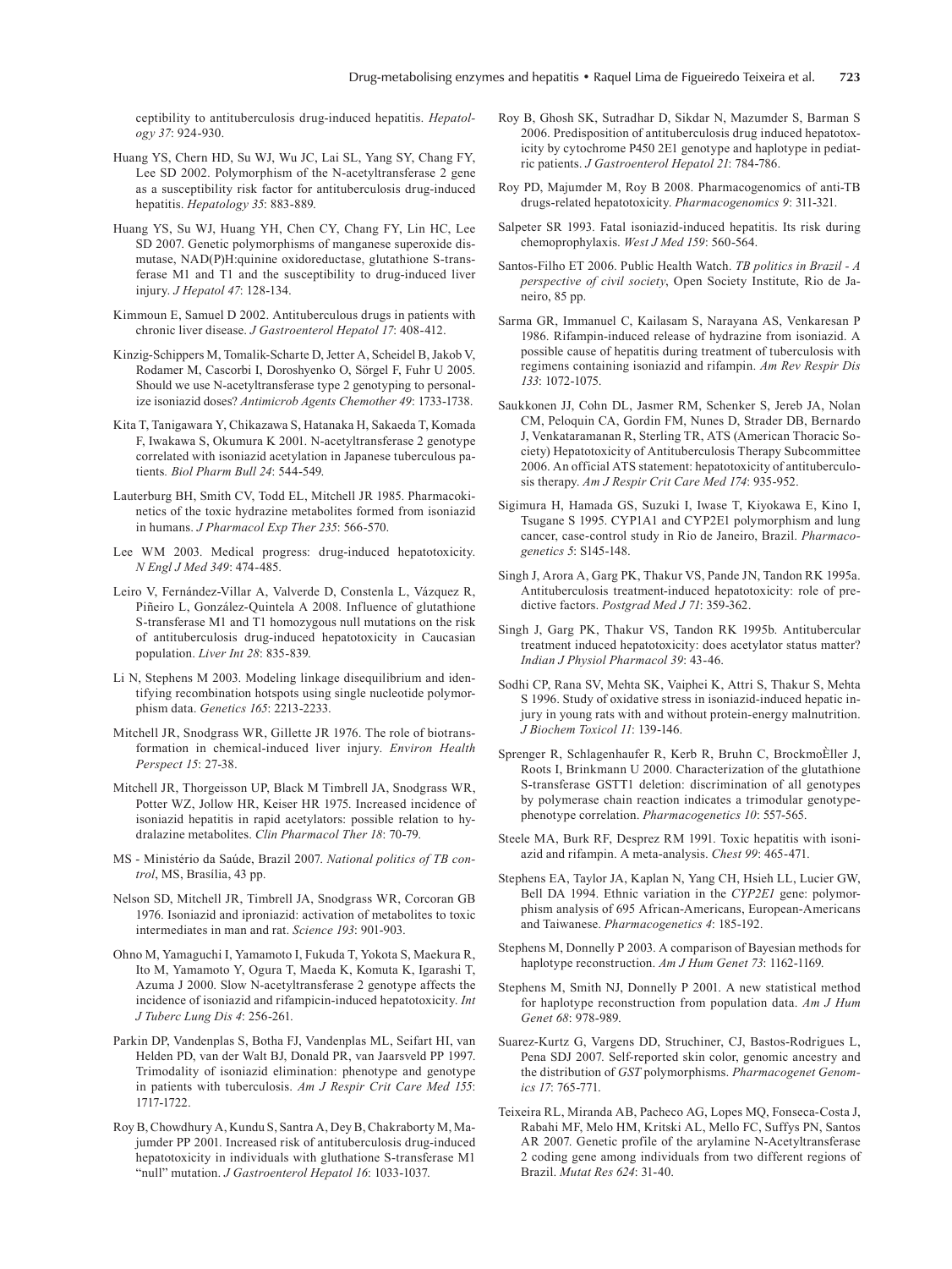ceptibility to antituberculosis drug-induced hepatitis. *Hepatology 37*: 924-930.

Huang YS, Chern HD, Su WJ, Wu JC, Lai SL, Yang SY, Chang FY, Lee SD 2002. Polymorphism of the N-acetyltransferase 2 gene as a susceptibility risk factor for antituberculosis drug-induced hepatitis. *Hepatology 35*: 883-889.

Huang YS, Su WJ, Huang YH, Chen CY, Chang FY, Lin HC, Lee SD 2007. Genetic polymorphisms of manganese superoxide dismutase, NAD(P)H:quinine oxidoreductase, glutathione S-transferase M1 and T1 and the susceptibility to drug-induced liver injury. *J Hepatol 47*: 128-134.

Kimmoun E, Samuel D 2002. Antituberculous drugs in patients with chronic liver disease. *J Gastroenterol Hepatol 17*: 408-412.

Kinzig-Schippers M, Tomalik-Scharte D, Jetter A, Scheidel B, Jakob V, Rodamer M, Cascorbi I, Doroshyenko O, Sörgel F, Fuhr U 2005. Should we use N-acetyltransferase type 2 genotyping to personalize isoniazid doses? *Antimicrob Agents Chemother 49*: 1733-1738.

Kita T, Tanigawara Y, Chikazawa S, Hatanaka H, Sakaeda T, Komada F, Iwakawa S, Okumura K 2001. N-acetyltransferase 2 genotype correlated with isoniazid acetylation in Japanese tuberculous patients. *Biol Pharm Bull 24*: 544-549.

Lauterburg BH, Smith CV, Todd EL, Mitchell JR 1985. Pharmacokinetics of the toxic hydrazine metabolites formed from isoniazid in humans. *J Pharmacol Exp Ther 235*: 566-570.

Lee WM 2003. Medical progress: drug-induced hepatotoxicity. *N Engl J Med 349*: 474-485.

Leiro V, Fernández-Villar A, Valverde D, Constenla L, Vázquez R, Piñeiro L, González-Quintela A 2008. Influence of glutathione S-transferase M1 and T1 homozygous null mutations on the risk of antituberculosis drug-induced hepatotoxicity in Caucasian population. *Liver Int 28*: 835-839.

Li N, Stephens M 2003. Modeling linkage disequilibrium and identifying recombination hotspots using single nucleotide polymorphism data. *Genetics 165*: 2213-2233.

Mitchell JR, Snodgrass WR, Gillette JR 1976. The role of biotransformation in chemical-induced liver injury. *Environ Health Perspect 15*: 27-38.

Mitchell JR, Thorgeisson UP, Black M Timbrell JA, Snodgrass WR, Potter WZ, Jollow HR, Keiser HR 1975. Increased incidence of isoniazid hepatitis in rapid acetylators: possible relation to hydralazine metabolites. *Clin Pharmacol Ther 18*: 70-79.

MS - Ministério da Saúde, Brazil 2007. *National politics of TB control*, MS, Brasília, 43 pp.

Nelson SD, Mitchell JR, Timbrell JA, Snodgrass WR, Corcoran GB 1976. Isoniazid and iproniazid: activation of metabolites to toxic intermediates in man and rat. *Science 193*: 901-903.

Ohno M, Yamaguchi I, Yamamoto I, Fukuda T, Yokota S, Maekura R, Ito M, Yamamoto Y, Ogura T, Maeda K, Komuta K, Igarashi T, Azuma J 2000. Slow N-acetyltransferase 2 genotype affects the incidence of isoniazid and rifampicin-induced hepatotoxicity. *Int J Tuberc Lung Dis 4*: 256-261.

Parkin DP, Vandenplas S, Botha FJ, Vandenplas ML, Seifart HI, van Helden PD, van der Walt BJ, Donald PR, van Jaarsveld PP 1997. Trimodality of isoniazid elimination: phenotype and genotype in patients with tuberculosis. *Am J Respir Crit Care Med 155*: 1717-1722.

Roy B, Chowdhury A, Kundu S, Santra A, Dey B, Chakraborty M, Majumder PP 2001. Increased risk of antituberculosis drug-induced hepatotoxicity in individuals with gluthatione S-transferase M1 "null" mutation. *J Gastroenterol Hepatol 16*: 1033-1037.

Roy B, Ghosh SK, Sutradhar D, Sikdar N, Mazumder S, Barman S 2006. Predisposition of antituberculosis drug induced hepatotoxicity by cytochrome P450 2E1 genotype and haplotype in pediatric patients. *J Gastroenterol Hepatol 21*: 784-786.

Roy PD, Majumder M, Roy B 2008. Pharmacogenomics of anti-TB drugs-related hepatotoxicity. *Pharmacogenomics 9*: 311-321.

Salpeter SR 1993. Fatal isoniazid-induced hepatitis. Its risk during chemoprophylaxis. *West J Med 159*: 560-564.

Santos-Filho ET 2006. Public Health Watch. *TB politics in Brazil - A perspective of civil society*, Open Society Institute, Rio de Janeiro, 85 pp.

Sarma GR, Immanuel C, Kailasam S, Narayana AS, Venkaresan P 1986. Rifampin-induced release of hydrazine from isoniazid. A possible cause of hepatitis during treatment of tuberculosis with regimens containing isoniazid and rifampin. *Am Rev Respir Dis 133*: 1072-1075.

Saukkonen JJ, Cohn DL, Jasmer RM, Schenker S, Jereb JA, Nolan CM, Peloquin CA, Gordin FM, Nunes D, Strader DB, Bernardo J, Venkataramanan R, Sterling TR, ATS (American Thoracic Society) Hepatotoxicity of Antituberculosis Therapy Subcommittee 2006. An official ATS statement: hepatotoxicity of antituberculosis therapy. *Am J Respir Crit Care Med 174*: 935-952.

Sigimura H, Hamada GS, Suzuki I, Iwase T, Kiyokawa E, Kino I, Tsugane S 1995. CYP1A1 and CYP2E1 polymorphism and lung cancer, case-control study in Rio de Janeiro, Brazil. *Pharmacogenetics 5*: S145-148.

Singh J, Arora A, Garg PK, Thakur VS, Pande JN, Tandon RK 1995a. Antituberculosis treatment-induced hepatotoxicity: role of predictive factors. *Postgrad Med J 71*: 359-362.

Singh J, Garg PK, Thakur VS, Tandon RK 1995b. Antitubercular treatment induced hepatotoxicity: does acetylator status matter? *Indian J Physiol Pharmacol 39*: 43-46.

Sodhi CP, Rana SV, Mehta SK, Vaiphei K, Attri S, Thakur S, Mehta S 1996. Study of oxidative stress in isoniazid-induced hepatic injury in young rats with and without protein-energy malnutrition. *J Biochem Toxicol 11*: 139-146.

Sprenger R, Schlagenhaufer R, Kerb R, Bruhn C, BrockmoÈller J, Roots I, Brinkmann U 2000. Characterization of the glutathione S-transferase GSTT1 deletion: discrimination of all genotypes by polymerase chain reaction indicates a trimodular genotype-phenotype correlation. *Pharmacogenetics 10*: 557-565.

Steele MA, Burk RF, Desprez RM 1991. Toxic hepatitis with isoniazid and rifampin. A meta-analysis. *Chest 99*: 465-471.

Stephens EA, Taylor JA, Kaplan N, Yang CH, Hsieh LL, Lucier GW, Bell DA 1994. Ethnic variation in the *CYP2E1* gene: polymorphism analysis of 695 African-Americans, European-Americans and Taiwanese. *Pharmacogenetics 4*: 185-192.

Stephens M, Donnelly P 2003. A comparison of Bayesian methods for haplotype reconstruction. *Am J Hum Genet 73*: 1162-1169.

Stephens M, Smith NJ, Donnelly P 2001. A new statistical method for haplotype reconstruction from population data. *Am J Hum Genet 68*: 978-989.

Suarez-Kurtz G, Vargens DD, Struchiner, CJ, Bastos-Rodrigues L, Pena SDJ 2007. Self-reported skin color, genomic ancestry and the distribution of *GST* polymorphisms. *Pharmacogenet Genomics 17*: 765-771.

Teixeira RL, Miranda AB, Pacheco AG, Lopes MQ, Fonseca-Costa J, Rabahi MF, Melo HM, Kritski AL, Mello FC, Suffys PN, Santos AR 2007. Genetic profile of the arylamine N-Acetyltransferase 2 coding gene among individuals from two different regions of Brazil. *Mutat Res 624*: 31-40.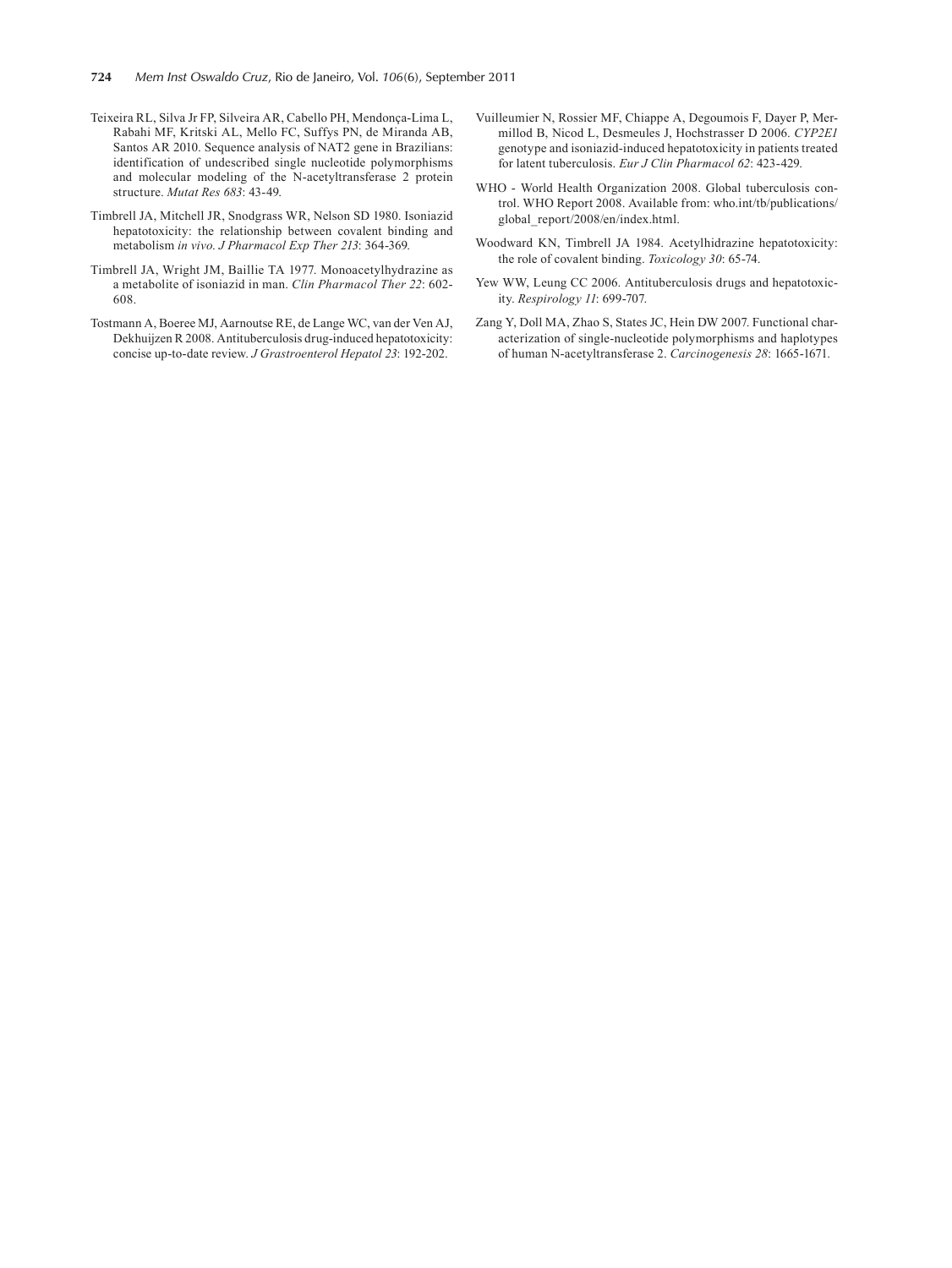Teixeira RL, Silva Jr FP, Silveira AR, Cabello PH, Mendonça-Lima L, Rabahi MF, Kritski AL, Mello FC, Suffys PN, de Miranda AB, Santos AR 2010. Sequence analysis of NAT2 gene in Brazilians: identification of undescribed single nucleotide polymorphisms and molecular modeling of the N-acetyltransferase 2 protein structure. *Mutat Res 683*: 43-49.

Timbrell JA, Mitchell JR, Snodgrass WR, Nelson SD 1980. Isoniazid hepatotoxicity: the relationship between covalent binding and metabolism *in vivo*. *J Pharmacol Exp Ther 213*: 364-369.

Timbrell JA, Wright JM, Baillie TA 1977. Monoacetylhydrazine as a metabolite of isoniazid in man. *Clin Pharmacol Ther 22*: 602-608.

Tostmann A, Boeree MJ, Aarnoutse RE, de Lange WC, van der Ven AJ, Dekhuijzen R 2008. Antituberculosis drug-induced hepatotoxicity: concise up-to-date review. *J Grastroenterol Hepatol 23*: 192-202.

Vuilleumier N, Rossier MF, Chiappe A, Degoumois F, Dayer P, Mermillod B, Nicod L, Desmeules J, Hochstrasser D 2006. *CYP2E1* genotype and isoniazid-induced hepatotoxicity in patients treated for latent tuberculosis. *Eur J Clin Pharmacol 62*: 423-429.

WHO - World Health Organization 2008. Global tuberculosis control. WHO Report 2008. Available from: who.int/tb/publications/global_report/2008/en/index.html.

Woodward KN, Timbrell JA 1984. Acetylhidrazine hepatotoxicity: the role of covalent binding. *Toxicology 30*: 65-74.

Yew WW, Leung CC 2006. Antituberculosis drugs and hepatotoxicity. *Respirology 11*: 699-707.

Zang Y, Doll MA, Zhao S, States JC, Hein DW 2007. Functional characterization of single-nucleotide polymorphisms and haplotypes of human N-acetyltransferase 2. *Carcinogenesis 28*: 1665-1671.